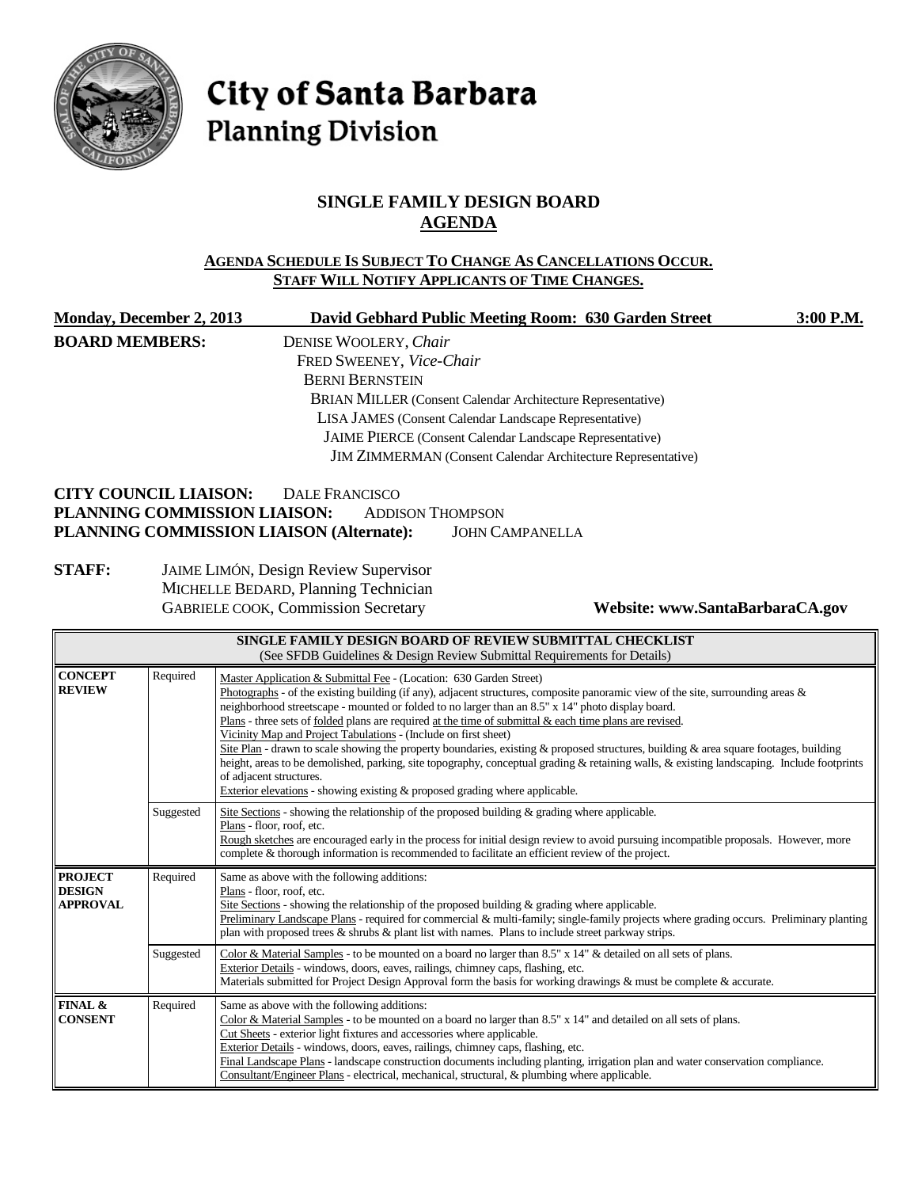# City of Santa Barbara
## Planning Division

## SINGLE FAMILY DESIGN BOARD
## AGENDA

**AGENDA SCHEDULE IS SUBJECT TO CHANGE AS CANCELLATIONS OCCUR.**
**STAFF WILL NOTIFY APPLICANTS OF TIME CHANGES.**

**Monday, December 2, 2013** | **David Gebhard Public Meeting Room: 630 Garden Street** | **3:00 P.M.**

**BOARD MEMBERS:**
DENISE WOOLERY, *Chair*
FRED SWEENEY, *Vice-Chair*
BERNI BERNSTEIN
BRIAN MILLER (Consent Calendar Architecture Representative)
LISA JAMES (Consent Calendar Landscape Representative)
JAIME PIERCE (Consent Calendar Landscape Representative)
JIM ZIMMERMAN (Consent Calendar Architecture Representative)

**CITY COUNCIL LIAISON:** DALE FRANCISCO
**PLANNING COMMISSION LIAISON:** ADDISON THOMPSON
**PLANNING COMMISSION LIAISON (Alternate):** JOHN CAMPANELLA

**STAFF:**
JAIME LIMÓN, Design Review Supervisor
MICHELLE BEDARD, Planning Technician
GABRIELE COOK, Commission Secretary

**Website: www.SantaBarbaraCA.gov**

**SINGLE FAMILY DESIGN BOARD OF REVIEW SUBMITTAL CHECKLIST**
(See SFDB Guidelines & Design Review Submittal Requirements for Details)

| | | |
|---|---|---|
| **CONCEPT REVIEW** | Required | Master Application & Submittal Fee - (Location: 630 Garden Street)<br>Photographs - of the existing building (if any), adjacent structures, composite panoramic view of the site, surrounding areas & neighborhood streetscape - mounted or folded to no larger than an 8.5" x 14" photo display board.<br>Plans - three sets of folded plans are required at the time of submittal & each time plans are revised.<br>Vicinity Map and Project Tabulations - (Include on first sheet)<br>Site Plan - drawn to scale showing the property boundaries, existing & proposed structures, building & area square footages, building height, areas to be demolished, parking, site topography, conceptual grading & retaining walls, & existing landscaping. Include footprints of adjacent structures.<br>Exterior elevations - showing existing & proposed grading where applicable. |
| | Suggested | Site Sections - showing the relationship of the proposed building & grading where applicable.<br>Plans - floor, roof, etc.<br>Rough sketches are encouraged early in the process for initial design review to avoid pursuing incompatible proposals. However, more complete & thorough information is recommended to facilitate an efficient review of the project. |
| **PROJECT DESIGN APPROVAL** | Required | Same as above with the following additions:<br>Plans - floor, roof, etc.<br>Site Sections - showing the relationship of the proposed building & grading where applicable.<br>Preliminary Landscape Plans - required for commercial & multi-family; single-family projects where grading occurs. Preliminary planting plan with proposed trees & shrubs & plant list with names. Plans to include street parkway strips. |
| | Suggested | Color & Material Samples - to be mounted on a board no larger than 8.5" x 14" & detailed on all sets of plans.<br>Exterior Details - windows, doors, eaves, railings, chimney caps, flashing, etc.<br>Materials submitted for Project Design Approval form the basis for working drawings & must be complete & accurate. |
| **FINAL & CONSENT** | Required | Same as above with the following additions:<br>Color & Material Samples - to be mounted on a board no larger than 8.5" x 14" and detailed on all sets of plans.<br>Cut Sheets - exterior light fixtures and accessories where applicable.<br>Exterior Details - windows, doors, eaves, railings, chimney caps, flashing, etc.<br>Final Landscape Plans - landscape construction documents including planting, irrigation plan and water conservation compliance.<br>Consultant/Engineer Plans - electrical, mechanical, structural, & plumbing where applicable. |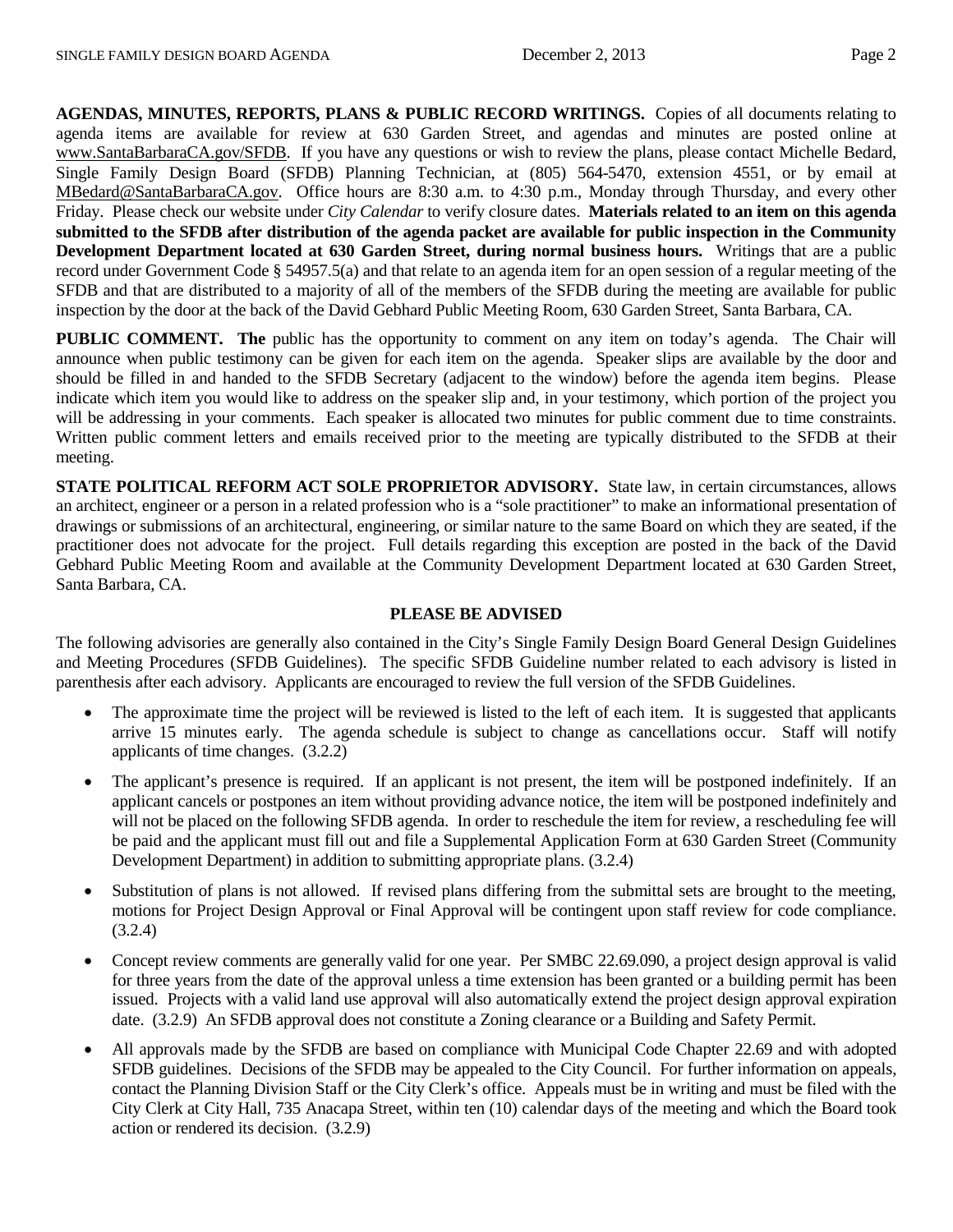**AGENDAS, MINUTES, REPORTS, PLANS & PUBLIC RECORD WRITINGS.** Copies of all documents relating to agenda items are available for review at 630 Garden Street, and agendas and minutes are posted online at www.SantaBarbaraCA.gov/SFDB. If you have any questions or wish to review the plans, please contact Michelle Bedard, Single Family Design Board (SFDB) Planning Technician, at (805) 564-5470, extension 4551, or by email at MBedard@SantaBarbaraCA.gov. Office hours are 8:30 a.m. to 4:30 p.m., Monday through Thursday, and every other Friday. Please check our website under *City Calendar* to verify closure dates. **Materials related to an item on this agenda submitted to the SFDB after distribution of the agenda packet are available for public inspection in the Community Development Department located at 630 Garden Street, during normal business hours.** Writings that are a public record under Government Code § 54957.5(a) and that relate to an agenda item for an open session of a regular meeting of the SFDB and that are distributed to a majority of all of the members of the SFDB during the meeting are available for public inspection by the door at the back of the David Gebhard Public Meeting Room, 630 Garden Street, Santa Barbara, CA.

**PUBLIC COMMENT. The** public has the opportunity to comment on any item on today's agenda. The Chair will announce when public testimony can be given for each item on the agenda. Speaker slips are available by the door and should be filled in and handed to the SFDB Secretary (adjacent to the window) before the agenda item begins. Please indicate which item you would like to address on the speaker slip and, in your testimony, which portion of the project you will be addressing in your comments. Each speaker is allocated two minutes for public comment due to time constraints. Written public comment letters and emails received prior to the meeting are typically distributed to the SFDB at their meeting.

**STATE POLITICAL REFORM ACT SOLE PROPRIETOR ADVISORY.** State law, in certain circumstances, allows an architect, engineer or a person in a related profession who is a "sole practitioner" to make an informational presentation of drawings or submissions of an architectural, engineering, or similar nature to the same Board on which they are seated, if the practitioner does not advocate for the project. Full details regarding this exception are posted in the back of the David Gebhard Public Meeting Room and available at the Community Development Department located at 630 Garden Street, Santa Barbara, CA.

**PLEASE BE ADVISED**

The following advisories are generally also contained in the City's Single Family Design Board General Design Guidelines and Meeting Procedures (SFDB Guidelines). The specific SFDB Guideline number related to each advisory is listed in parenthesis after each advisory. Applicants are encouraged to review the full version of the SFDB Guidelines.

- The approximate time the project will be reviewed is listed to the left of each item. It is suggested that applicants arrive 15 minutes early. The agenda schedule is subject to change as cancellations occur. Staff will notify applicants of time changes. (3.2.2)
- The applicant's presence is required. If an applicant is not present, the item will be postponed indefinitely. If an applicant cancels or postpones an item without providing advance notice, the item will be postponed indefinitely and will not be placed on the following SFDB agenda. In order to reschedule the item for review, a rescheduling fee will be paid and the applicant must fill out and file a Supplemental Application Form at 630 Garden Street (Community Development Department) in addition to submitting appropriate plans. (3.2.4)
- Substitution of plans is not allowed. If revised plans differing from the submittal sets are brought to the meeting, motions for Project Design Approval or Final Approval will be contingent upon staff review for code compliance. (3.2.4)
- Concept review comments are generally valid for one year. Per SMBC 22.69.090, a project design approval is valid for three years from the date of the approval unless a time extension has been granted or a building permit has been issued. Projects with a valid land use approval will also automatically extend the project design approval expiration date. (3.2.9) An SFDB approval does not constitute a Zoning clearance or a Building and Safety Permit.
- All approvals made by the SFDB are based on compliance with Municipal Code Chapter 22.69 and with adopted SFDB guidelines. Decisions of the SFDB may be appealed to the City Council. For further information on appeals, contact the Planning Division Staff or the City Clerk's office. Appeals must be in writing and must be filed with the City Clerk at City Hall, 735 Anacapa Street, within ten (10) calendar days of the meeting and which the Board took action or rendered its decision. (3.2.9)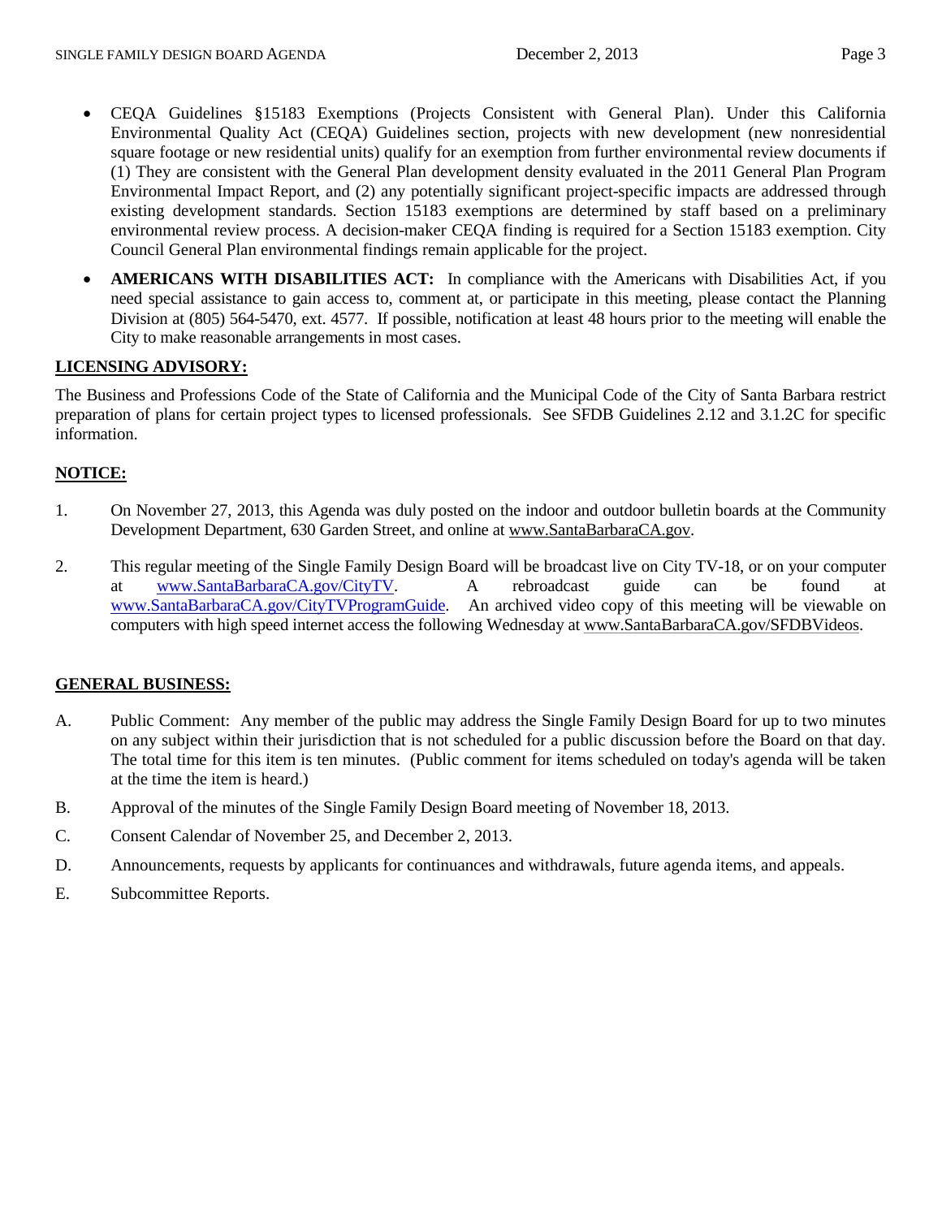- CEQA Guidelines §15183 Exemptions (Projects Consistent with General Plan). Under this California Environmental Quality Act (CEQA) Guidelines section, projects with new development (new nonresidential square footage or new residential units) qualify for an exemption from further environmental review documents if (1) They are consistent with the General Plan development density evaluated in the 2011 General Plan Program Environmental Impact Report, and (2) any potentially significant project-specific impacts are addressed through existing development standards. Section 15183 exemptions are determined by staff based on a preliminary environmental review process. A decision-maker CEQA finding is required for a Section 15183 exemption. City Council General Plan environmental findings remain applicable for the project.
- **AMERICANS WITH DISABILITIES ACT:** In compliance with the Americans with Disabilities Act, if you need special assistance to gain access to, comment at, or participate in this meeting, please contact the Planning Division at (805) 564-5470, ext. 4577. If possible, notification at least 48 hours prior to the meeting will enable the City to make reasonable arrangements in most cases.

## LICENSING ADVISORY:

The Business and Professions Code of the State of California and the Municipal Code of the City of Santa Barbara restrict preparation of plans for certain project types to licensed professionals. See SFDB Guidelines 2.12 and 3.1.2C for specific information.

## NOTICE:

1. On November 27, 2013, this Agenda was duly posted on the indoor and outdoor bulletin boards at the Community Development Department, 630 Garden Street, and online at www.SantaBarbaraCA.gov.
2. This regular meeting of the Single Family Design Board will be broadcast live on City TV-18, or on your computer at www.SantaBarbaraCA.gov/CityTV. A rebroadcast guide can be found at www.SantaBarbaraCA.gov/CityTVProgramGuide. An archived video copy of this meeting will be viewable on computers with high speed internet access the following Wednesday at www.SantaBarbaraCA.gov/SFDBVideos.

## GENERAL BUSINESS:

A. Public Comment: Any member of the public may address the Single Family Design Board for up to two minutes on any subject within their jurisdiction that is not scheduled for a public discussion before the Board on that day. The total time for this item is ten minutes. (Public comment for items scheduled on today's agenda will be taken at the time the item is heard.)

B. Approval of the minutes of the Single Family Design Board meeting of November 18, 2013.

C. Consent Calendar of November 25, and December 2, 2013.

D. Announcements, requests by applicants for continuances and withdrawals, future agenda items, and appeals.

E. Subcommittee Reports.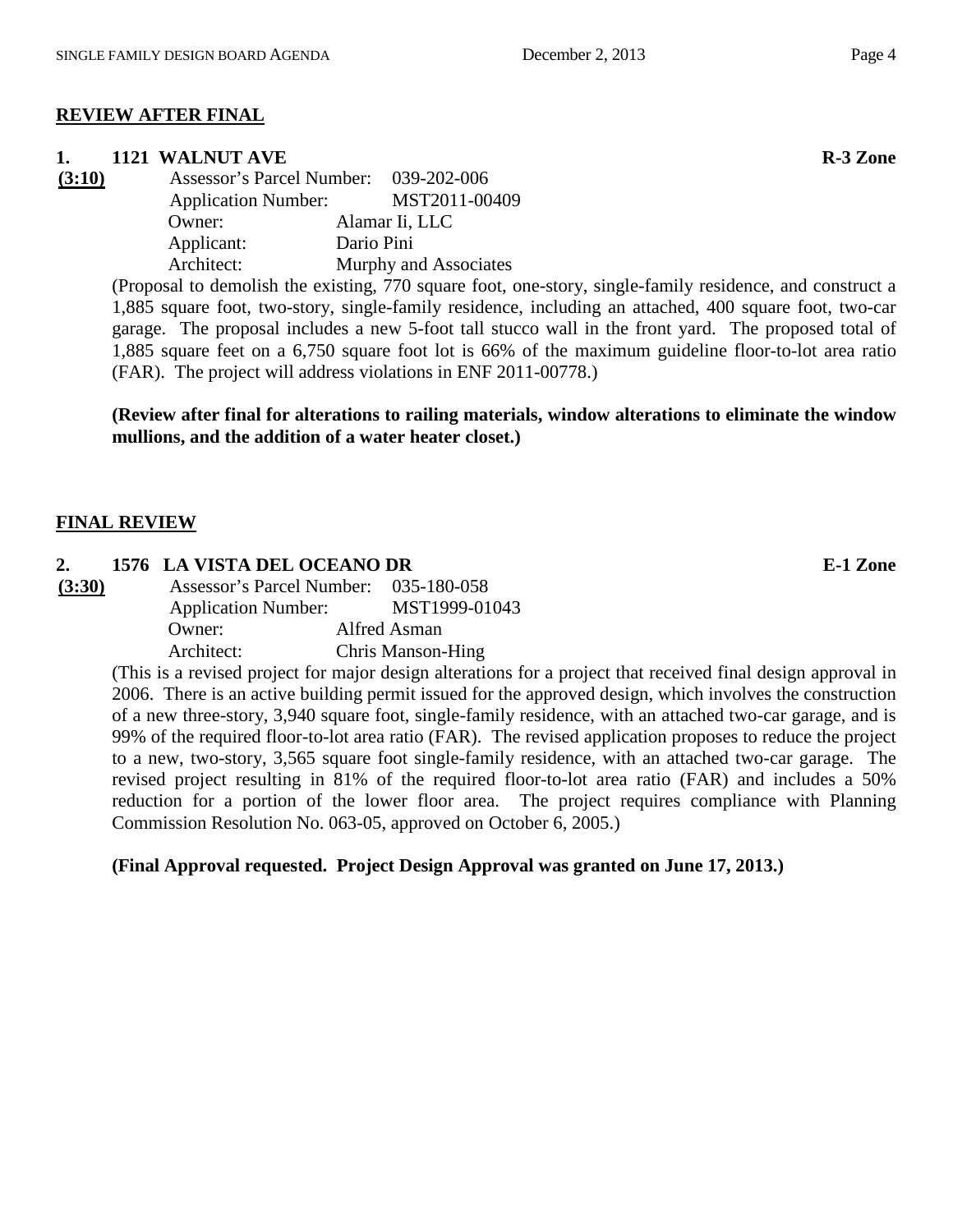## REVIEW AFTER FINAL

**1. 1121 WALNUT AVE** **R-3 Zone**

**(3:10)**

Assessor's Parcel Number: 039-202-006
Application Number: MST2011-00409
Owner: Alamar Ii, LLC
Applicant: Dario Pini
Architect: Murphy and Associates

(Proposal to demolish the existing, 770 square foot, one-story, single-family residence, and construct a 1,885 square foot, two-story, single-family residence, including an attached, 400 square foot, two-car garage. The proposal includes a new 5-foot tall stucco wall in the front yard. The proposed total of 1,885 square feet on a 6,750 square foot lot is 66% of the maximum guideline floor-to-lot area ratio (FAR). The project will address violations in ENF 2011-00778.)

**(Review after final for alterations to railing materials, window alterations to eliminate the window mullions, and the addition of a water heater closet.)**

## FINAL REVIEW

**2. 1576 LA VISTA DEL OCEANO DR** **E-1 Zone**

**(3:30)**

Assessor's Parcel Number: 035-180-058
Application Number: MST1999-01043
Owner: Alfred Asman
Architect: Chris Manson-Hing

(This is a revised project for major design alterations for a project that received final design approval in 2006. There is an active building permit issued for the approved design, which involves the construction of a new three-story, 3,940 square foot, single-family residence, with an attached two-car garage, and is 99% of the required floor-to-lot area ratio (FAR). The revised application proposes to reduce the project to a new, two-story, 3,565 square foot single-family residence, with an attached two-car garage. The revised project resulting in 81% of the required floor-to-lot area ratio (FAR) and includes a 50% reduction for a portion of the lower floor area. The project requires compliance with Planning Commission Resolution No. 063-05, approved on October 6, 2005.)

**(Final Approval requested. Project Design Approval was granted on June 17, 2013.)**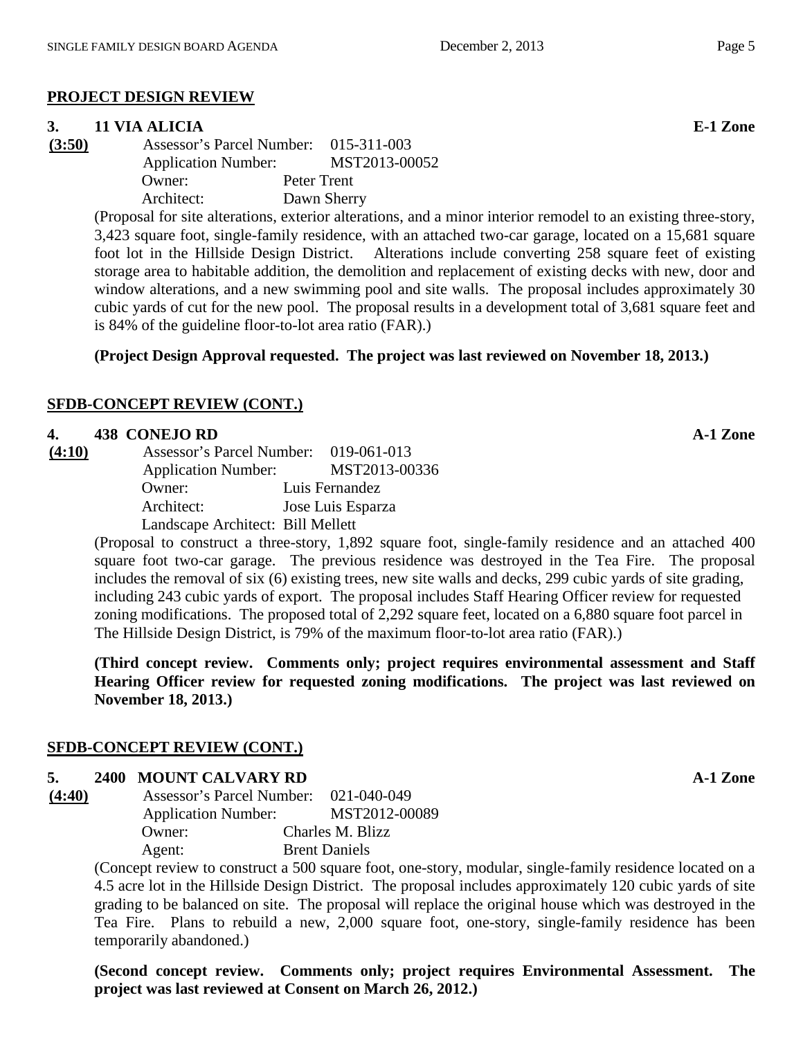## PROJECT DESIGN REVIEW

### 3. 11 VIA ALICIA — E-1 Zone

**(3:50)**

Assessor's Parcel Number: 015-311-003
Application Number: MST2013-00052
Owner: Peter Trent
Architect: Dawn Sherry

(Proposal for site alterations, exterior alterations, and a minor interior remodel to an existing three-story, 3,423 square foot, single-family residence, with an attached two-car garage, located on a 15,681 square foot lot in the Hillside Design District. Alterations include converting 258 square feet of existing storage area to habitable addition, the demolition and replacement of existing decks with new, door and window alterations, and a new swimming pool and site walls. The proposal includes approximately 30 cubic yards of cut for the new pool. The proposal results in a development total of 3,681 square feet and is 84% of the guideline floor-to-lot area ratio (FAR).)

**(Project Design Approval requested. The project was last reviewed on November 18, 2013.)**

## SFDB-CONCEPT REVIEW (CONT.)

### 4. 438 CONEJO RD — A-1 Zone

**(4:10)**

Assessor's Parcel Number: 019-061-013
Application Number: MST2013-00336
Owner: Luis Fernandez
Architect: Jose Luis Esparza
Landscape Architect: Bill Mellett

(Proposal to construct a three-story, 1,892 square foot, single-family residence and an attached 400 square foot two-car garage. The previous residence was destroyed in the Tea Fire. The proposal includes the removal of six (6) existing trees, new site walls and decks, 299 cubic yards of site grading, including 243 cubic yards of export. The proposal includes Staff Hearing Officer review for requested zoning modifications. The proposed total of 2,292 square feet, located on a 6,880 square foot parcel in The Hillside Design District, is 79% of the maximum floor-to-lot area ratio (FAR).)

**(Third concept review. Comments only; project requires environmental assessment and Staff Hearing Officer review for requested zoning modifications. The project was last reviewed on November 18, 2013.)**

## SFDB-CONCEPT REVIEW (CONT.)

### 5. 2400 MOUNT CALVARY RD — A-1 Zone

**(4:40)**

Assessor's Parcel Number: 021-040-049
Application Number: MST2012-00089
Owner: Charles M. Blizz
Agent: Brent Daniels

(Concept review to construct a 500 square foot, one-story, modular, single-family residence located on a 4.5 acre lot in the Hillside Design District. The proposal includes approximately 120 cubic yards of site grading to be balanced on site. The proposal will replace the original house which was destroyed in the Tea Fire. Plans to rebuild a new, 2,000 square foot, one-story, single-family residence has been temporarily abandoned.)

**(Second concept review. Comments only; project requires Environmental Assessment. The project was last reviewed at Consent on March 26, 2012.)**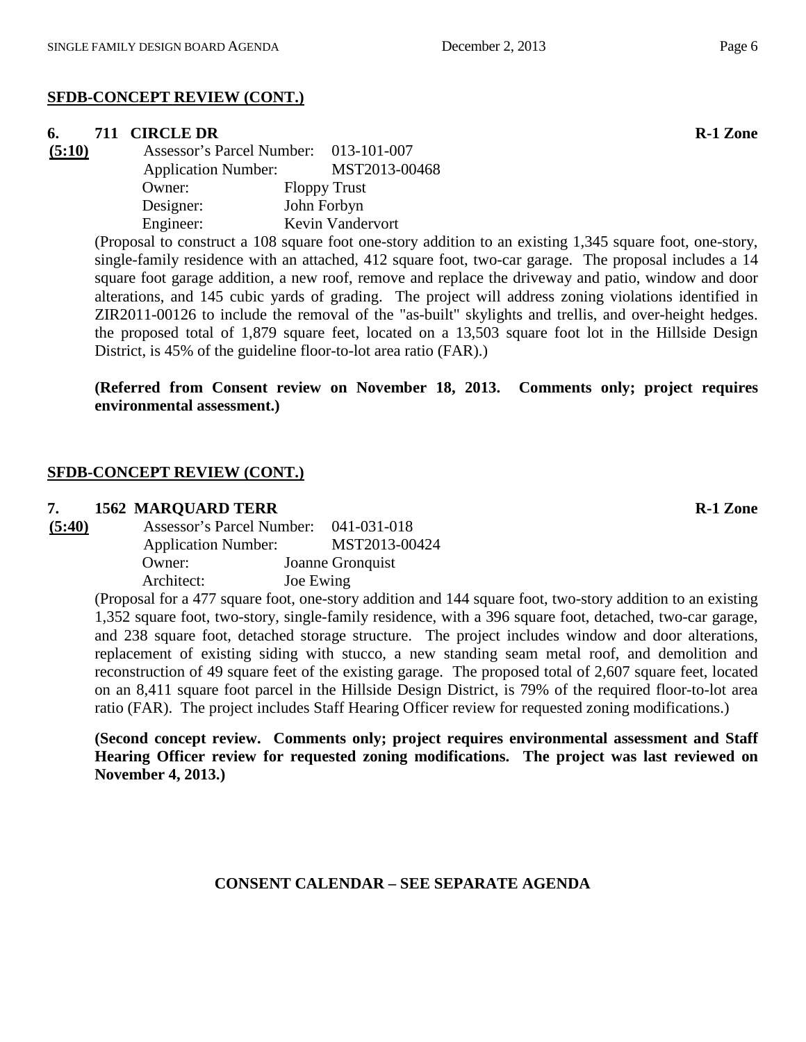## SFDB-CONCEPT REVIEW (CONT.)

**6. 711 CIRCLE DR** **R-1 Zone**

**(5:10)**

Assessor's Parcel Number: 013-101-007
Application Number: MST2013-00468
Owner: Floppy Trust
Designer: John Forbyn
Engineer: Kevin Vandervort

(Proposal to construct a 108 square foot one-story addition to an existing 1,345 square foot, one-story, single-family residence with an attached, 412 square foot, two-car garage. The proposal includes a 14 square foot garage addition, a new roof, remove and replace the driveway and patio, window and door alterations, and 145 cubic yards of grading. The project will address zoning violations identified in ZIR2011-00126 to include the removal of the "as-built" skylights and trellis, and over-height hedges. the proposed total of 1,879 square feet, located on a 13,503 square foot lot in the Hillside Design District, is 45% of the guideline floor-to-lot area ratio (FAR).)

**(Referred from Consent review on November 18, 2013. Comments only; project requires environmental assessment.)**

## SFDB-CONCEPT REVIEW (CONT.)

**7. 1562 MARQUARD TERR** **R-1 Zone**

**(5:40)**

Assessor's Parcel Number: 041-031-018
Application Number: MST2013-00424
Owner: Joanne Gronquist
Architect: Joe Ewing

(Proposal for a 477 square foot, one-story addition and 144 square foot, two-story addition to an existing 1,352 square foot, two-story, single-family residence, with a 396 square foot, detached, two-car garage, and 238 square foot, detached storage structure. The project includes window and door alterations, replacement of existing siding with stucco, a new standing seam metal roof, and demolition and reconstruction of 49 square feet of the existing garage. The proposed total of 2,607 square feet, located on an 8,411 square foot parcel in the Hillside Design District, is 79% of the required floor-to-lot area ratio (FAR). The project includes Staff Hearing Officer review for requested zoning modifications.)

**(Second concept review. Comments only; project requires environmental assessment and Staff Hearing Officer review for requested zoning modifications. The project was last reviewed on November 4, 2013.)**

**CONSENT CALENDAR – SEE SEPARATE AGENDA**